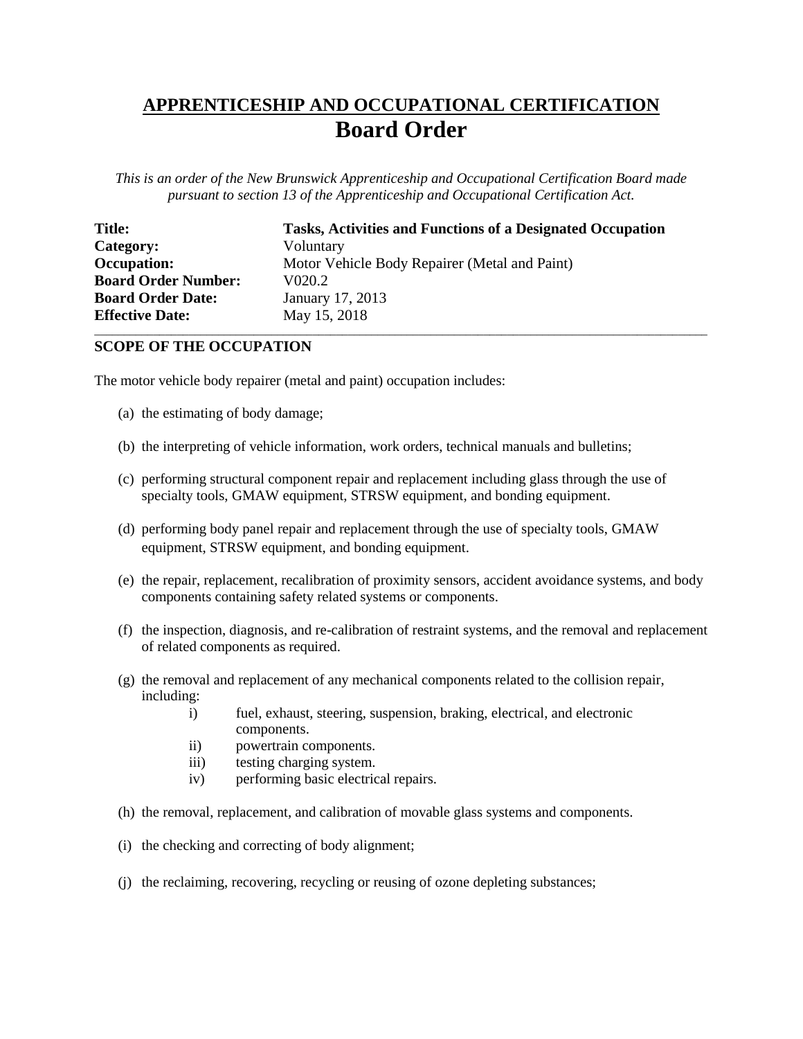# APPRENTICESHIP AND OCCUPATIONAL CERTIFICATION
# Board Order

*This is an order of the New Brunswick Apprenticeship and Occupational Certification Board made pursuant to section 13 of the Apprenticeship and Occupational Certification Act.*

| | |
|---|---|
| **Title:** | **Tasks, Activities and Functions of a Designated Occupation** |
| **Category:** | Voluntary |
| **Occupation:** | Motor Vehicle Body Repairer (Metal and Paint) |
| **Board Order Number:** | V020.2 |
| **Board Order Date:** | January 17, 2013 |
| **Effective Date:** | May 15, 2018 |

---

## SCOPE OF THE OCCUPATION

The motor vehicle body repairer (metal and paint) occupation includes:

(a) the estimating of body damage;

(b) the interpreting of vehicle information, work orders, technical manuals and bulletins;

(c) performing structural component repair and replacement including glass through the use of specialty tools, GMAW equipment, STRSW equipment, and bonding equipment.

(d) performing body panel repair and replacement through the use of specialty tools, GMAW equipment, STRSW equipment, and bonding equipment.

(e) the repair, replacement, recalibration of proximity sensors, accident avoidance systems, and body components containing safety related systems or components.

(f) the inspection, diagnosis, and re-calibration of restraint systems, and the removal and replacement of related components as required.

(g) the removal and replacement of any mechanical components related to the collision repair, including:

- i) fuel, exhaust, steering, suspension, braking, electrical, and electronic components.
- ii) powertrain components.
- iii) testing charging system.
- iv) performing basic electrical repairs.

(h) the removal, replacement, and calibration of movable glass systems and components.

(i) the checking and correcting of body alignment;

(j) the reclaiming, recovering, recycling or reusing of ozone depleting substances;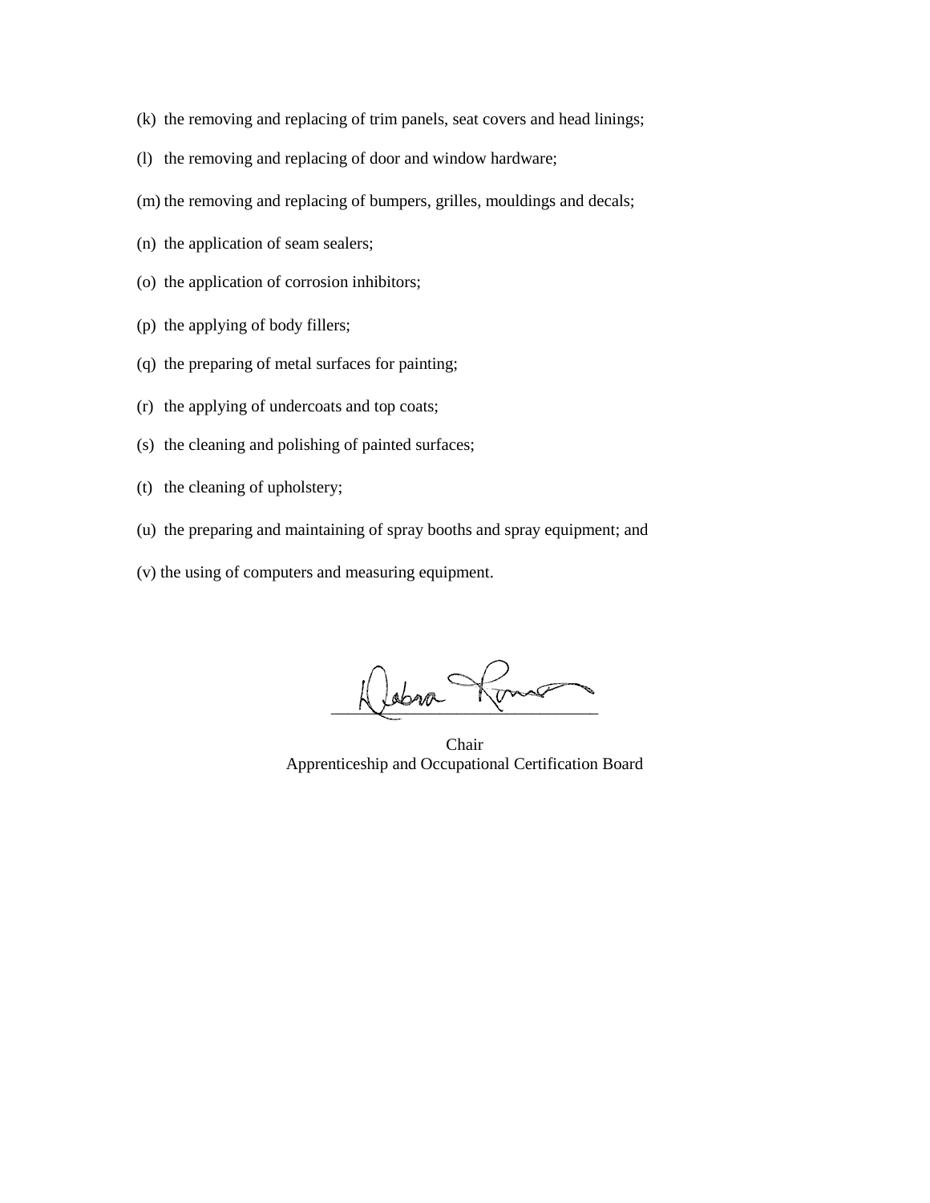(k) the removing and replacing of trim panels, seat covers and head linings;

(l) the removing and replacing of door and window hardware;

(m) the removing and replacing of bumpers, grilles, mouldings and decals;

(n) the application of seam sealers;

(o) the application of corrosion inhibitors;

(p) the applying of body fillers;

(q) the preparing of metal surfaces for painting;

(r) the applying of undercoats and top coats;

(s) the cleaning and polishing of painted surfaces;

(t) the cleaning of upholstery;

(u) the preparing and maintaining of spray booths and spray equipment; and

(v) the using of computers and measuring equipment.

Chair
Apprenticeship and Occupational Certification Board